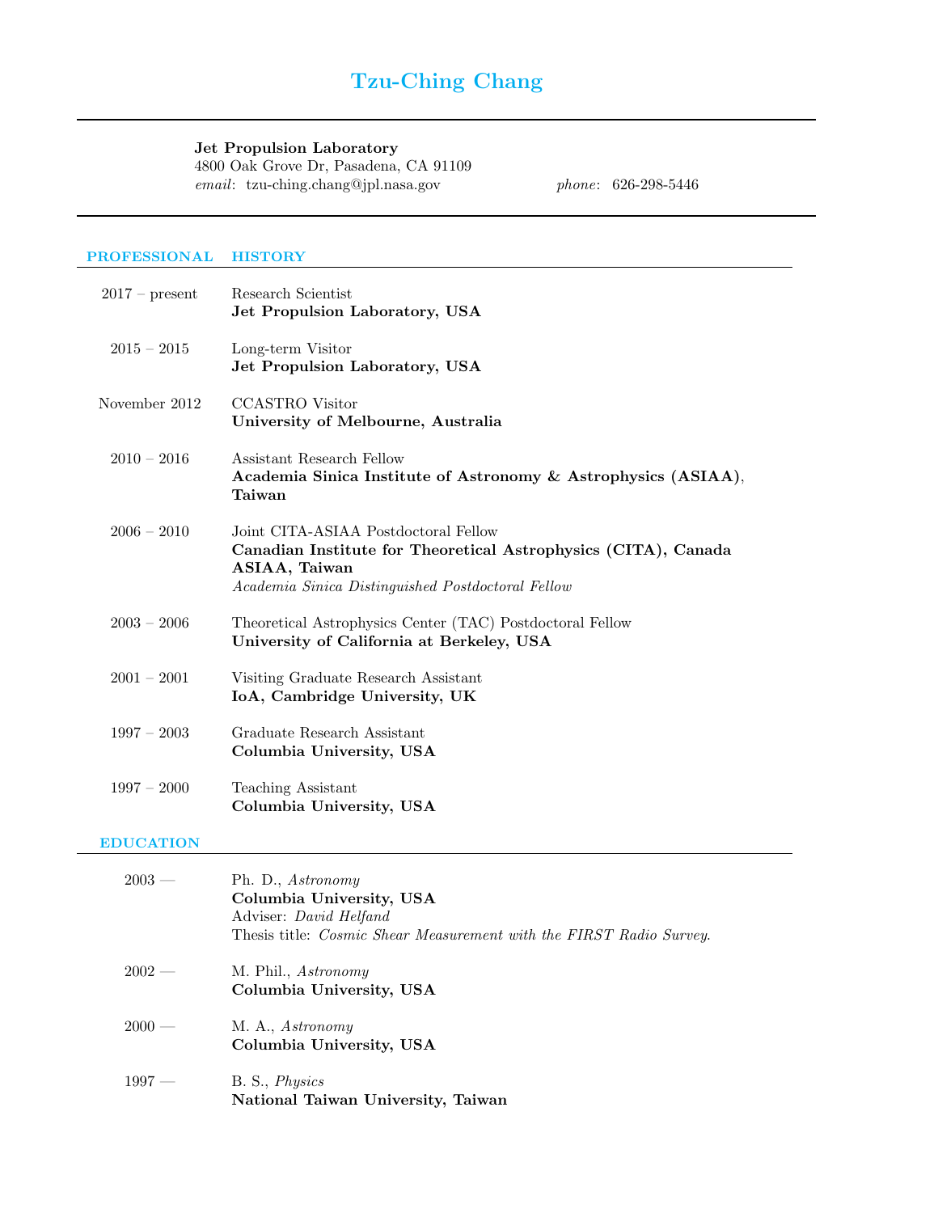# Tzu-Ching Chang

**Jet Propulsion Laboratory**
4800 Oak Grove Dr, Pasadena, CA 91109
*email*: tzu-ching.chang@jpl.nasa.gov *phone*: 626-298-5446

## PROFESSIONAL HISTORY

2017 – present
Research Scientist
**Jet Propulsion Laboratory, USA**

2015 – 2015
Long-term Visitor
**Jet Propulsion Laboratory, USA**

November 2012
CCASTRO Visitor
**University of Melbourne, Australia**

2010 – 2016
Assistant Research Fellow
**Academia Sinica Institute of Astronomy & Astrophysics (ASIAA), Taiwan**

2006 – 2010
Joint CITA-ASIAA Postdoctoral Fellow
**Canadian Institute for Theoretical Astrophysics (CITA), Canada**
**ASIAA, Taiwan**
*Academia Sinica Distinguished Postdoctoral Fellow*

2003 – 2006
Theoretical Astrophysics Center (TAC) Postdoctoral Fellow
**University of California at Berkeley, USA**

2001 – 2001
Visiting Graduate Research Assistant
**IoA, Cambridge University, UK**

1997 – 2003
Graduate Research Assistant
**Columbia University, USA**

1997 – 2000
Teaching Assistant
**Columbia University, USA**

## EDUCATION

2003 —
Ph. D., *Astronomy*
**Columbia University, USA**
Adviser: *David Helfand*
Thesis title: *Cosmic Shear Measurement with the FIRST Radio Survey.*

2002 —
M. Phil., *Astronomy*
**Columbia University, USA**

2000 —
M. A., *Astronomy*
**Columbia University, USA**

1997 —
B. S., *Physics*
**National Taiwan University, Taiwan**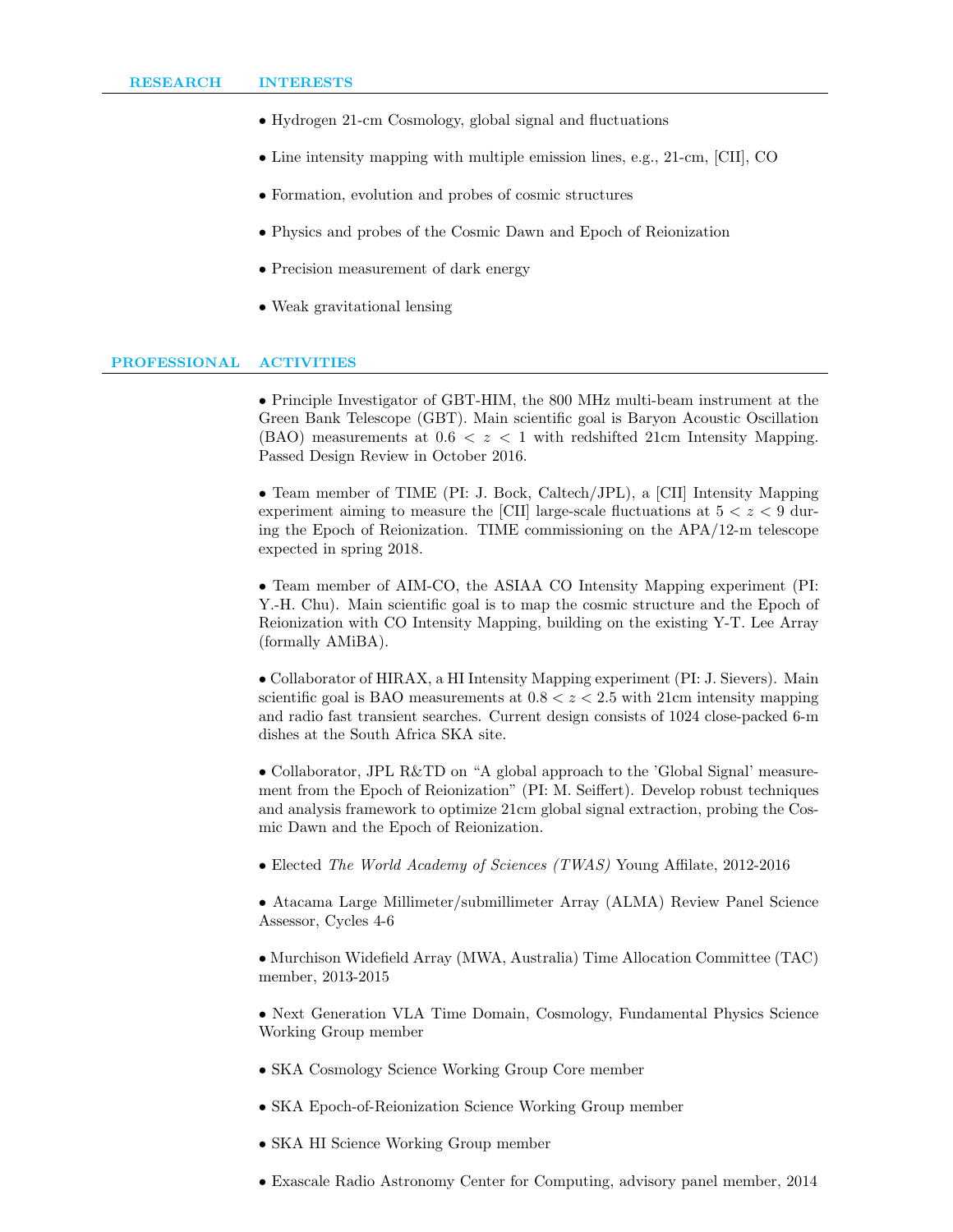## RESEARCH INTERESTS

- Hydrogen 21-cm Cosmology, global signal and fluctuations
- Line intensity mapping with multiple emission lines, e.g., 21-cm, [CII], CO
- Formation, evolution and probes of cosmic structures
- Physics and probes of the Cosmic Dawn and Epoch of Reionization
- Precision measurement of dark energy
- Weak gravitational lensing

## PROFESSIONAL ACTIVITIES

- Principle Investigator of GBT-HIM, the 800 MHz multi-beam instrument at the Green Bank Telescope (GBT). Main scientific goal is Baryon Acoustic Oscillation (BAO) measurements at $0.6 < z < 1$ with redshifted 21cm Intensity Mapping. Passed Design Review in October 2016.

- Team member of TIME (PI: J. Bock, Caltech/JPL), a [CII] Intensity Mapping experiment aiming to measure the [CII] large-scale fluctuations at $5 < z < 9$ during the Epoch of Reionization. TIME commissioning on the APA/12-m telescope expected in spring 2018.

- Team member of AIM-CO, the ASIAA CO Intensity Mapping experiment (PI: Y.-H. Chu). Main scientific goal is to map the cosmic structure and the Epoch of Reionization with CO Intensity Mapping, building on the existing Y-T. Lee Array (formally AMiBA).

- Collaborator of HIRAX, a HI Intensity Mapping experiment (PI: J. Sievers). Main scientific goal is BAO measurements at $0.8 < z < 2.5$ with 21cm intensity mapping and radio fast transient searches. Current design consists of 1024 close-packed 6-m dishes at the South Africa SKA site.

- Collaborator, JPL R&TD on "A global approach to the 'Global Signal' measurement from the Epoch of Reionization" (PI: M. Seiffert). Develop robust techniques and analysis framework to optimize 21cm global signal extraction, probing the Cosmic Dawn and the Epoch of Reionization.

- Elected *The World Academy of Sciences (TWAS)* Young Affilate, 2012-2016

- Atacama Large Millimeter/submillimeter Array (ALMA) Review Panel Science Assessor, Cycles 4-6

- Murchison Widefield Array (MWA, Australia) Time Allocation Committee (TAC) member, 2013-2015

- Next Generation VLA Time Domain, Cosmology, Fundamental Physics Science Working Group member

- SKA Cosmology Science Working Group Core member

- SKA Epoch-of-Reionization Science Working Group member

- SKA HI Science Working Group member

- Exascale Radio Astronomy Center for Computing, advisory panel member, 2014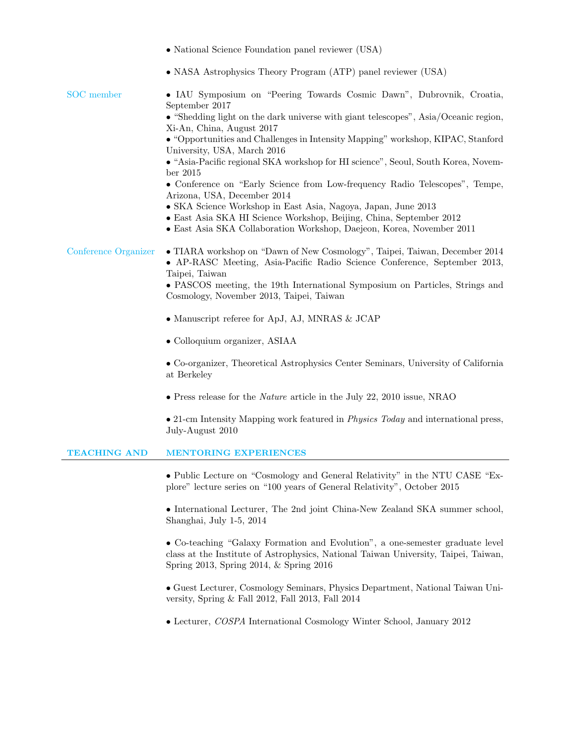- National Science Foundation panel reviewer (USA)

- NASA Astrophysics Theory Program (ATP) panel reviewer (USA)

**SOC member**

- IAU Symposium on "Peering Towards Cosmic Dawn", Dubrovnik, Croatia, September 2017
- "Shedding light on the dark universe with giant telescopes", Asia/Oceanic region, Xi-An, China, August 2017
- "Opportunities and Challenges in Intensity Mapping" workshop, KIPAC, Stanford University, USA, March 2016
- "Asia-Pacific regional SKA workshop for HI science", Seoul, South Korea, November 2015
- Conference on "Early Science from Low-frequency Radio Telescopes", Tempe, Arizona, USA, December 2014
- SKA Science Workshop in East Asia, Nagoya, Japan, June 2013
- East Asia SKA HI Science Workshop, Beijing, China, September 2012
- East Asia SKA Collaboration Workshop, Daejeon, Korea, November 2011

**Conference Organizer**

- TIARA workshop on "Dawn of New Cosmology", Taipei, Taiwan, December 2014
- AP-RASC Meeting, Asia-Pacific Radio Science Conference, September 2013, Taipei, Taiwan
- PASCOS meeting, the 19th International Symposium on Particles, Strings and Cosmology, November 2013, Taipei, Taiwan

- Manuscript referee for ApJ, AJ, MNRAS & JCAP

- Colloquium organizer, ASIAA

- Co-organizer, Theoretical Astrophysics Center Seminars, University of California at Berkeley

- Press release for the *Nature* article in the July 22, 2010 issue, NRAO

- 21-cm Intensity Mapping work featured in *Physics Today* and international press, July-August 2010

## TEACHING AND MENTORING EXPERIENCES

- Public Lecture on "Cosmology and General Relativity" in the NTU CASE "Explore" lecture series on "100 years of General Relativity", October 2015

- International Lecturer, The 2nd joint China-New Zealand SKA summer school, Shanghai, July 1-5, 2014

- Co-teaching "Galaxy Formation and Evolution", a one-semester graduate level class at the Institute of Astrophysics, National Taiwan University, Taipei, Taiwan, Spring 2013, Spring 2014, & Spring 2016

- Guest Lecturer, Cosmology Seminars, Physics Department, National Taiwan University, Spring & Fall 2012, Fall 2013, Fall 2014

- Lecturer, *COSPA* International Cosmology Winter School, January 2012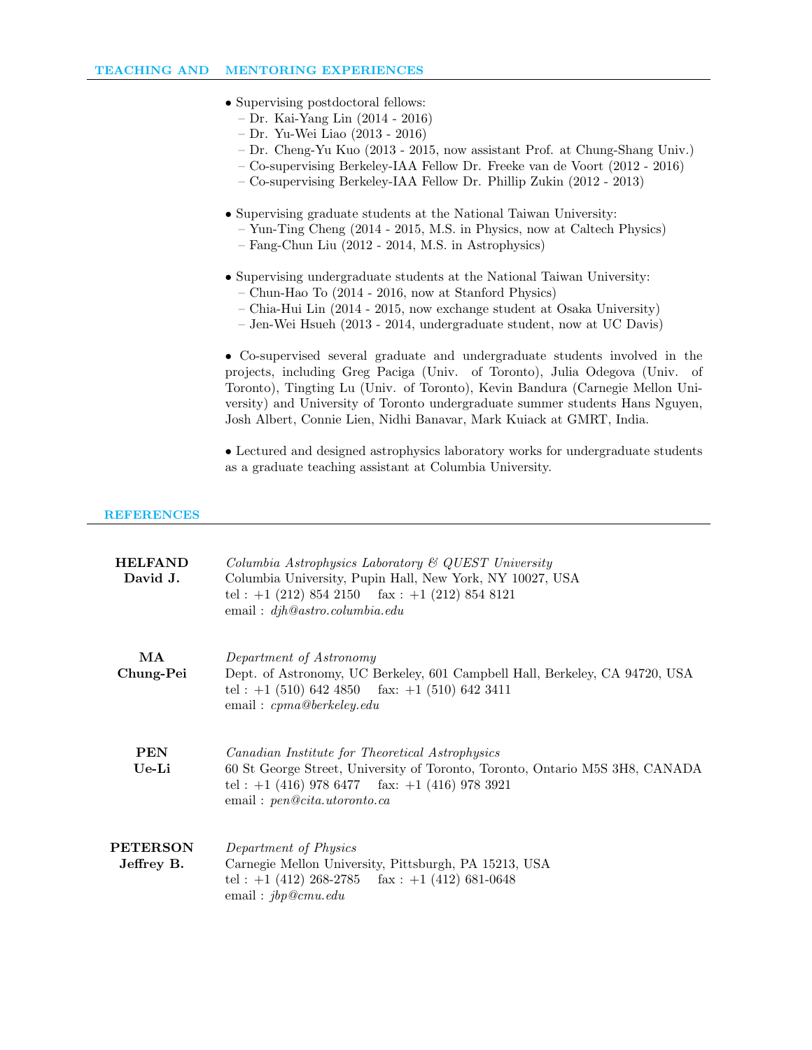## TEACHING AND MENTORING EXPERIENCES

- Supervising postdoctoral fellows:
  - Dr. Kai-Yang Lin (2014 - 2016)
  - Dr. Yu-Wei Liao (2013 - 2016)
  - Dr. Cheng-Yu Kuo (2013 - 2015, now assistant Prof. at Chung-Shang Univ.)
  - Co-supervising Berkeley-IAA Fellow Dr. Freeke van de Voort (2012 - 2016)
  - Co-supervising Berkeley-IAA Fellow Dr. Phillip Zukin (2012 - 2013)

- Supervising graduate students at the National Taiwan University:
  - Yun-Ting Cheng (2014 - 2015, M.S. in Physics, now at Caltech Physics)
  - Fang-Chun Liu (2012 - 2014, M.S. in Astrophysics)

- Supervising undergraduate students at the National Taiwan University:
  - Chun-Hao To (2014 - 2016, now at Stanford Physics)
  - Chia-Hui Lin (2014 - 2015, now exchange student at Osaka University)
  - Jen-Wei Hsueh (2013 - 2014, undergraduate student, now at UC Davis)

- Co-supervised several graduate and undergraduate students involved in the projects, including Greg Paciga (Univ. of Toronto), Julia Odegova (Univ. of Toronto), Tingting Lu (Univ. of Toronto), Kevin Bandura (Carnegie Mellon University) and University of Toronto undergraduate summer students Hans Nguyen, Josh Albert, Connie Lien, Nidhi Banavar, Mark Kuiack at GMRT, India.

- Lectured and designed astrophysics laboratory works for undergraduate students as a graduate teaching assistant at Columbia University.

## REFERENCES

**HELFAND David J.**
*Columbia Astrophysics Laboratory & QUEST University*
Columbia University, Pupin Hall, New York, NY 10027, USA
tel : +1 (212) 854 2150 fax : +1 (212) 854 8121
email : *djh@astro.columbia.edu*

**MA Chung-Pei**
*Department of Astronomy*
Dept. of Astronomy, UC Berkeley, 601 Campbell Hall, Berkeley, CA 94720, USA
tel : +1 (510) 642 4850 fax: +1 (510) 642 3411
email : *cpma@berkeley.edu*

**PEN Ue-Li**
*Canadian Institute for Theoretical Astrophysics*
60 St George Street, University of Toronto, Toronto, Ontario M5S 3H8, CANADA
tel : +1 (416) 978 6477 fax: +1 (416) 978 3921
email : *pen@cita.utoronto.ca*

**PETERSON Jeffrey B.**
*Department of Physics*
Carnegie Mellon University, Pittsburgh, PA 15213, USA
tel : +1 (412) 268-2785 fax : +1 (412) 681-0648
email : *jbp@cmu.edu*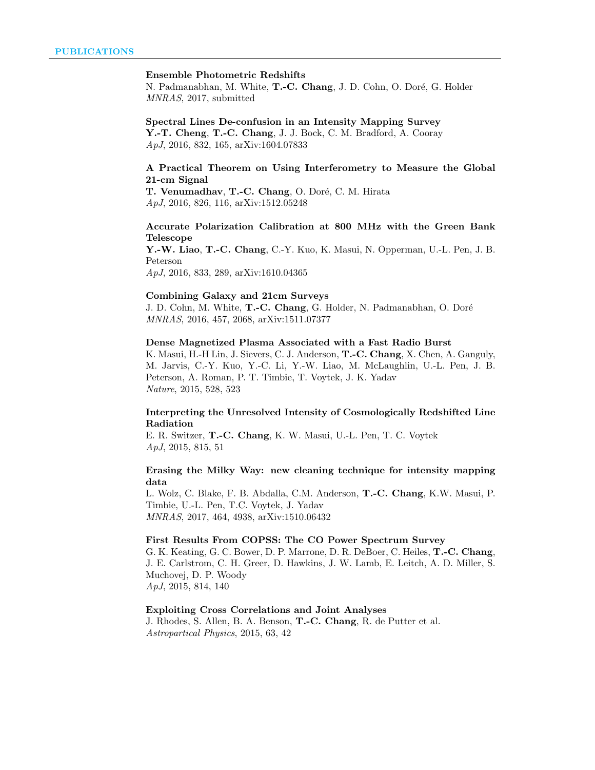## PUBLICATIONS

**Ensemble Photometric Redshifts**
N. Padmanabhan, M. White, **T.-C. Chang**, J. D. Cohn, O. Doré, G. Holder
*MNRAS*, 2017, submitted

**Spectral Lines De-confusion in an Intensity Mapping Survey**
**Y.-T. Cheng**, **T.-C. Chang**, J. J. Bock, C. M. Bradford, A. Cooray
*ApJ*, 2016, 832, 165, arXiv:1604.07833

**A Practical Theorem on Using Interferometry to Measure the Global 21-cm Signal**
**T. Venumadhav**, **T.-C. Chang**, O. Doré, C. M. Hirata
*ApJ*, 2016, 826, 116, arXiv:1512.05248

**Accurate Polarization Calibration at 800 MHz with the Green Bank Telescope**
**Y.-W. Liao**, **T.-C. Chang**, C.-Y. Kuo, K. Masui, N. Opperman, U.-L. Pen, J. B. Peterson
*ApJ*, 2016, 833, 289, arXiv:1610.04365

**Combining Galaxy and 21cm Surveys**
J. D. Cohn, M. White, **T.-C. Chang**, G. Holder, N. Padmanabhan, O. Doré
*MNRAS*, 2016, 457, 2068, arXiv:1511.07377

**Dense Magnetized Plasma Associated with a Fast Radio Burst**
K. Masui, H.-H Lin, J. Sievers, C. J. Anderson, **T.-C. Chang**, X. Chen, A. Ganguly, M. Jarvis, C.-Y. Kuo, Y.-C. Li, Y.-W. Liao, M. McLaughlin, U.-L. Pen, J. B. Peterson, A. Roman, P. T. Timbie, T. Voytek, J. K. Yadav
*Nature*, 2015, 528, 523

**Interpreting the Unresolved Intensity of Cosmologically Redshifted Line Radiation**
E. R. Switzer, **T.-C. Chang**, K. W. Masui, U.-L. Pen, T. C. Voytek
*ApJ*, 2015, 815, 51

**Erasing the Milky Way: new cleaning technique for intensity mapping data**
L. Wolz, C. Blake, F. B. Abdalla, C.M. Anderson, **T.-C. Chang**, K.W. Masui, P. Timbie, U.-L. Pen, T.C. Voytek, J. Yadav
*MNRAS*, 2017, 464, 4938, arXiv:1510.06432

**First Results From COPSS: The CO Power Spectrum Survey**
G. K. Keating, G. C. Bower, D. P. Marrone, D. R. DeBoer, C. Heiles, **T.-C. Chang**, J. E. Carlstrom, C. H. Greer, D. Hawkins, J. W. Lamb, E. Leitch, A. D. Miller, S. Muchovej, D. P. Woody
*ApJ*, 2015, 814, 140

**Exploiting Cross Correlations and Joint Analyses**
J. Rhodes, S. Allen, B. A. Benson, **T.-C. Chang**, R. de Putter et al.
*Astropartical Physics*, 2015, 63, 42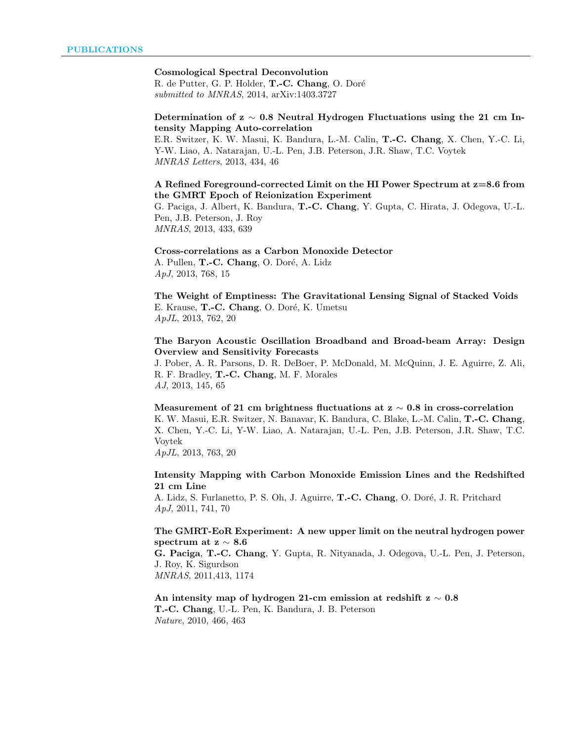## PUBLICATIONS

**Cosmological Spectral Deconvolution**
R. de Putter, G. P. Holder, **T.-C. Chang**, O. Doré
*submitted to MNRAS*, 2014, arXiv:1403.3727

**Determination of z $\sim$ 0.8 Neutral Hydrogen Fluctuations using the 21 cm Intensity Mapping Auto-correlation**
E.R. Switzer, K. W. Masui, K. Bandura, L.-M. Calin, **T.-C. Chang**, X. Chen, Y.-C. Li, Y-W. Liao, A. Natarajan, U.-L. Pen, J.B. Peterson, J.R. Shaw, T.C. Voytek
*MNRAS Letters*, 2013, 434, 46

**A Refined Foreground-corrected Limit on the HI Power Spectrum at z=8.6 from the GMRT Epoch of Reionization Experiment**
G. Paciga, J. Albert, K. Bandura, **T.-C. Chang**, Y. Gupta, C. Hirata, J. Odegova, U.-L. Pen, J.B. Peterson, J. Roy
*MNRAS*, 2013, 433, 639

**Cross-correlations as a Carbon Monoxide Detector**
A. Pullen, **T.-C. Chang**, O. Doré, A. Lidz
*ApJ*, 2013, 768, 15

**The Weight of Emptiness: The Gravitational Lensing Signal of Stacked Voids**
E. Krause, **T.-C. Chang**, O. Doré, K. Umetsu
*ApJL*, 2013, 762, 20

**The Baryon Acoustic Oscillation Broadband and Broad-beam Array: Design Overview and Sensitivity Forecasts**
J. Pober, A. R. Parsons, D. R. DeBoer, P. McDonald, M. McQuinn, J. E. Aguirre, Z. Ali, R. F. Bradley, **T.-C. Chang**, M. F. Morales
*AJ*, 2013, 145, 65

**Measurement of 21 cm brightness fluctuations at z $\sim$ 0.8 in cross-correlation**
K. W. Masui, E.R. Switzer, N. Banavar, K. Bandura, C. Blake, L.-M. Calin, **T.-C. Chang**, X. Chen, Y.-C. Li, Y-W. Liao, A. Natarajan, U.-L. Pen, J.B. Peterson, J.R. Shaw, T.C. Voytek
*ApJL*, 2013, 763, 20

**Intensity Mapping with Carbon Monoxide Emission Lines and the Redshifted 21 cm Line**
A. Lidz, S. Furlanetto, P. S. Oh, J. Aguirre, **T.-C. Chang**, O. Doré, J. R. Pritchard
*ApJ*, 2011, 741, 70

**The GMRT-EoR Experiment: A new upper limit on the neutral hydrogen power spectrum at z $\sim$ 8.6**
**G. Paciga**, **T.-C. Chang**, Y. Gupta, R. Nityanada, J. Odegova, U.-L. Pen, J. Peterson, J. Roy, K. Sigurdson
*MNRAS*, 2011,413, 1174

**An intensity map of hydrogen 21-cm emission at redshift z $\sim$ 0.8**
**T.-C. Chang**, U.-L. Pen, K. Bandura, J. B. Peterson
*Nature*, 2010, 466, 463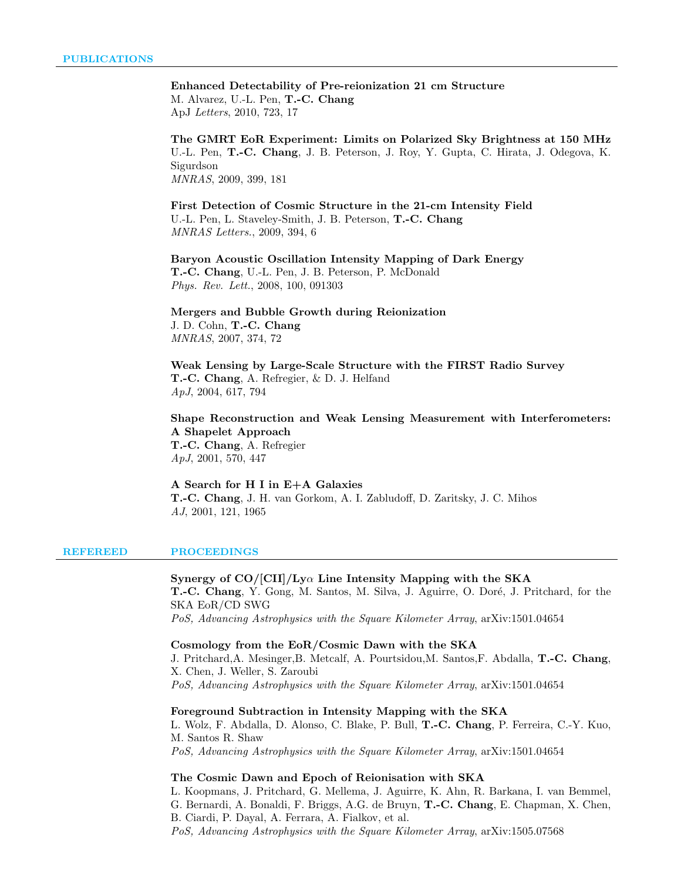## PUBLICATIONS

**Enhanced Detectability of Pre-reionization 21 cm Structure**
M. Alvarez, U.-L. Pen, **T.-C. Chang**
ApJ *Letters*, 2010, 723, 17

**The GMRT EoR Experiment: Limits on Polarized Sky Brightness at 150 MHz**
U.-L. Pen, **T.-C. Chang**, J. B. Peterson, J. Roy, Y. Gupta, C. Hirata, J. Odegova, K. Sigurdson
*MNRAS*, 2009, 399, 181

**First Detection of Cosmic Structure in the 21-cm Intensity Field**
U.-L. Pen, L. Staveley-Smith, J. B. Peterson, **T.-C. Chang**
*MNRAS Letters.*, 2009, 394, 6

**Baryon Acoustic Oscillation Intensity Mapping of Dark Energy**
**T.-C. Chang**, U.-L. Pen, J. B. Peterson, P. McDonald
*Phys. Rev. Lett.*, 2008, 100, 091303

**Mergers and Bubble Growth during Reionization**
J. D. Cohn, **T.-C. Chang**
*MNRAS*, 2007, 374, 72

**Weak Lensing by Large-Scale Structure with the FIRST Radio Survey**
**T.-C. Chang**, A. Refregier, & D. J. Helfand
*ApJ*, 2004, 617, 794

**Shape Reconstruction and Weak Lensing Measurement with Interferometers: A Shapelet Approach**
**T.-C. Chang**, A. Refregier
*ApJ*, 2001, 570, 447

**A Search for H I in E+A Galaxies**
**T.-C. Chang**, J. H. van Gorkom, A. I. Zabludoff, D. Zaritsky, J. C. Mihos
*AJ*, 2001, 121, 1965

## REFEREED PROCEEDINGS

**Synergy of CO/[CII]/Ly$\alpha$ Line Intensity Mapping with the SKA**
**T.-C. Chang**, Y. Gong, M. Santos, M. Silva, J. Aguirre, O. Doré, J. Pritchard, for the SKA EoR/CD SWG
*PoS, Advancing Astrophysics with the Square Kilometer Array*, arXiv:1501.04654

**Cosmology from the EoR/Cosmic Dawn with the SKA**
J. Pritchard,A. Mesinger,B. Metcalf, A. Pourtsidou,M. Santos,F. Abdalla, **T.-C. Chang**, X. Chen, J. Weller, S. Zaroubi
*PoS, Advancing Astrophysics with the Square Kilometer Array*, arXiv:1501.04654

**Foreground Subtraction in Intensity Mapping with the SKA**
L. Wolz, F. Abdalla, D. Alonso, C. Blake, P. Bull, **T.-C. Chang**, P. Ferreira, C.-Y. Kuo, M. Santos R. Shaw
*PoS, Advancing Astrophysics with the Square Kilometer Array*, arXiv:1501.04654

**The Cosmic Dawn and Epoch of Reionisation with SKA**
L. Koopmans, J. Pritchard, G. Mellema, J. Aguirre, K. Ahn, R. Barkana, I. van Bemmel, G. Bernardi, A. Bonaldi, F. Briggs, A.G. de Bruyn, **T.-C. Chang**, E. Chapman, X. Chen, B. Ciardi, P. Dayal, A. Ferrara, A. Fialkov, et al.
*PoS, Advancing Astrophysics with the Square Kilometer Array*, arXiv:1505.07568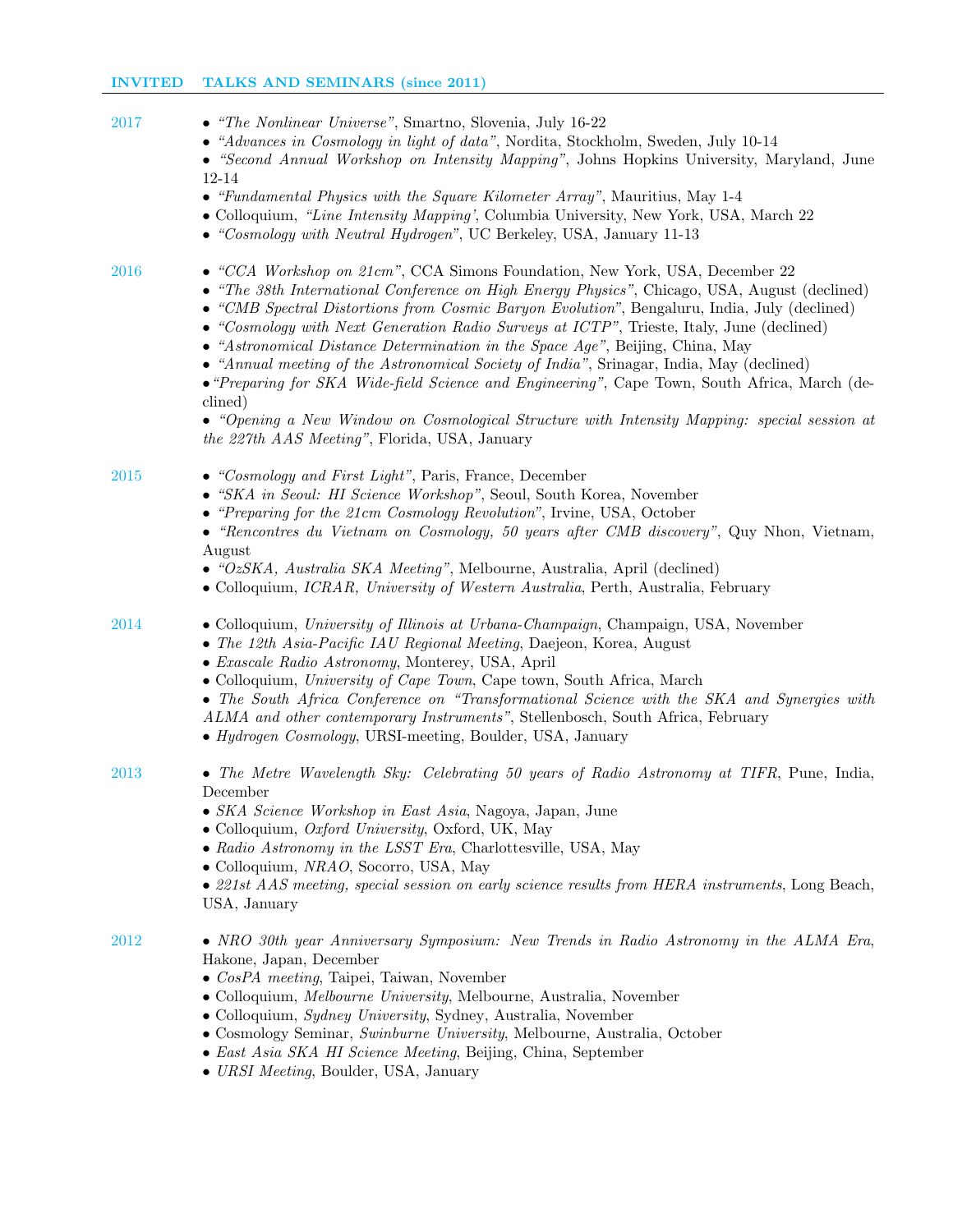## INVITED TALKS AND SEMINARS (since 2011)

**2017**

- *"The Nonlinear Universe"*, Smartno, Slovenia, July 16-22
- *"Advances in Cosmology in light of data"*, Nordita, Stockholm, Sweden, July 10-14
- *"Second Annual Workshop on Intensity Mapping"*, Johns Hopkins University, Maryland, June 12-14
- *"Fundamental Physics with the Square Kilometer Array"*, Mauritius, May 1-4
- Colloquium, *"Line Intensity Mapping'*, Columbia University, New York, USA, March 22
- *"Cosmology with Neutral Hydrogen"*, UC Berkeley, USA, January 11-13

**2016**

- *"CCA Workshop on 21cm"*, CCA Simons Foundation, New York, USA, December 22
- *"The 38th International Conference on High Energy Physics"*, Chicago, USA, August (declined)
- *"CMB Spectral Distortions from Cosmic Baryon Evolution"*, Bengaluru, India, July (declined)
- *"Cosmology with Next Generation Radio Surveys at ICTP"*, Trieste, Italy, June (declined)
- *"Astronomical Distance Determination in the Space Age"*, Beijing, China, May
- *"Annual meeting of the Astronomical Society of India"*, Srinagar, India, May (declined)
- *"Preparing for SKA Wide-field Science and Engineering"*, Cape Town, South Africa, March (declined)
- *"Opening a New Window on Cosmological Structure with Intensity Mapping: special session at the 227th AAS Meeting"*, Florida, USA, January

**2015**

- *"Cosmology and First Light"*, Paris, France, December
- *"SKA in Seoul: HI Science Workshop"*, Seoul, South Korea, November
- *"Preparing for the 21cm Cosmology Revolution"*, Irvine, USA, October
- *"Rencontres du Vietnam on Cosmology, 50 years after CMB discovery"*, Quy Nhon, Vietnam, August
- *"OzSKA, Australia SKA Meeting"*, Melbourne, Australia, April (declined)
- Colloquium, *ICRAR, University of Western Australia*, Perth, Australia, February

**2014**

- Colloquium, *University of Illinois at Urbana-Champaign*, Champaign, USA, November
- *The 12th Asia-Pacific IAU Regional Meeting*, Daejeon, Korea, August
- *Exascale Radio Astronomy*, Monterey, USA, April
- Colloquium, *University of Cape Town*, Cape town, South Africa, March
- *The South Africa Conference on "Transformational Science with the SKA and Synergies with ALMA and other contemporary Instruments"*, Stellenbosch, South Africa, February
- *Hydrogen Cosmology*, URSI-meeting, Boulder, USA, January

**2013**

- *The Metre Wavelength Sky: Celebrating 50 years of Radio Astronomy at TIFR*, Pune, India, December
- *SKA Science Workshop in East Asia*, Nagoya, Japan, June
- Colloquium, *Oxford University*, Oxford, UK, May
- *Radio Astronomy in the LSST Era*, Charlottesville, USA, May
- Colloquium, *NRAO*, Socorro, USA, May
- *221st AAS meeting, special session on early science results from HERA instruments*, Long Beach, USA, January

**2012**

- *NRO 30th year Anniversary Symposium: New Trends in Radio Astronomy in the ALMA Era*, Hakone, Japan, December
- *CosPA meeting*, Taipei, Taiwan, November
- Colloquium, *Melbourne University*, Melbourne, Australia, November
- Colloquium, *Sydney University*, Sydney, Australia, November
- Cosmology Seminar, *Swinburne University*, Melbourne, Australia, October
- *East Asia SKA HI Science Meeting*, Beijing, China, September
- *URSI Meeting*, Boulder, USA, January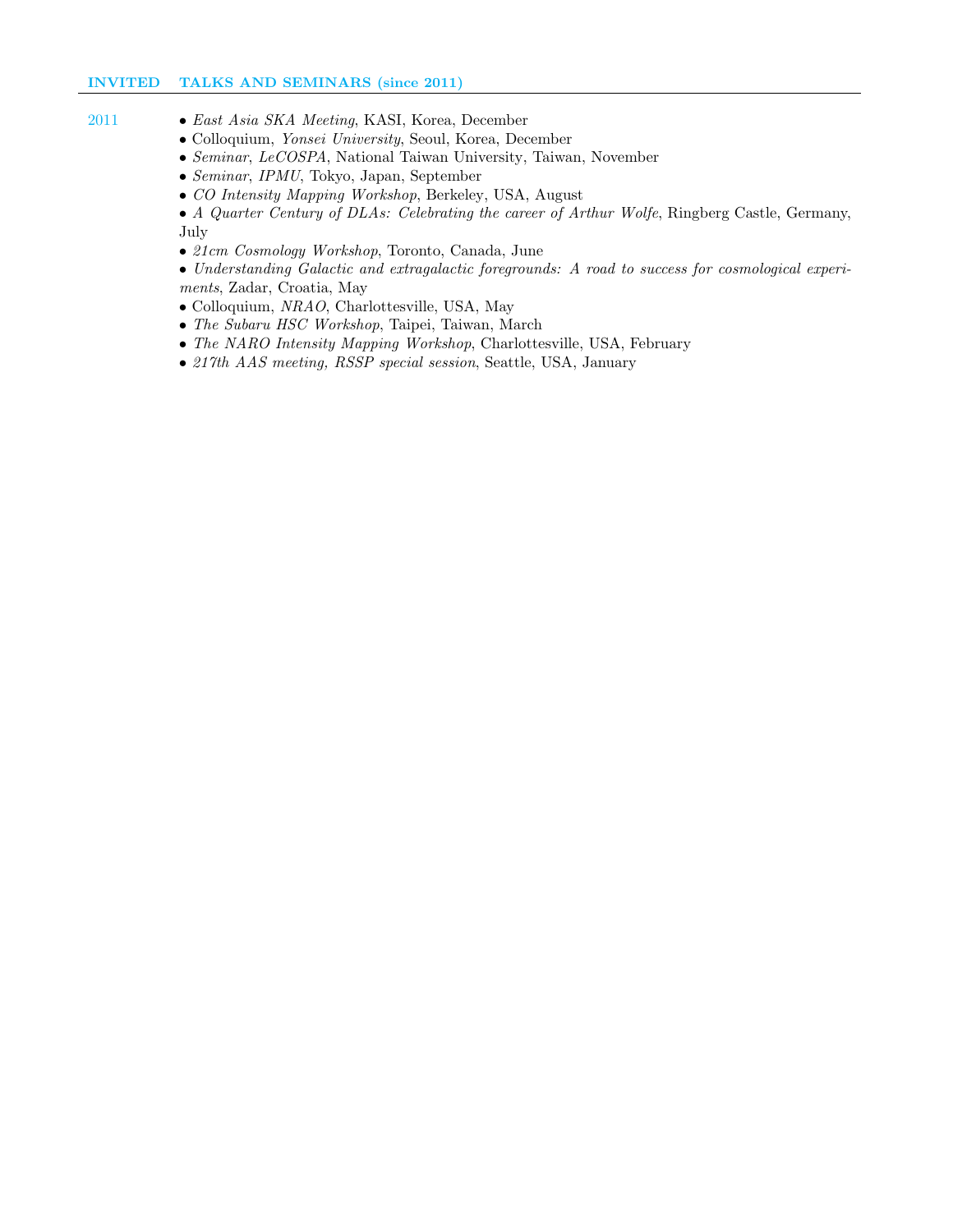## INVITED TALKS AND SEMINARS (since 2011)

**2011**

- *East Asia SKA Meeting*, KASI, Korea, December
- Colloquium, *Yonsei University*, Seoul, Korea, December
- *Seminar*, *LeCOSPA*, National Taiwan University, Taiwan, November
- *Seminar*, *IPMU*, Tokyo, Japan, September
- *CO Intensity Mapping Workshop*, Berkeley, USA, August
- *A Quarter Century of DLAs: Celebrating the career of Arthur Wolfe*, Ringberg Castle, Germany, July
- *21cm Cosmology Workshop*, Toronto, Canada, June
- *Understanding Galactic and extragalactic foregrounds: A road to success for cosmological experiments*, Zadar, Croatia, May
- Colloquium, *NRAO*, Charlottesville, USA, May
- *The Subaru HSC Workshop*, Taipei, Taiwan, March
- *The NARO Intensity Mapping Workshop*, Charlottesville, USA, February
- *217th AAS meeting, RSSP special session*, Seattle, USA, January